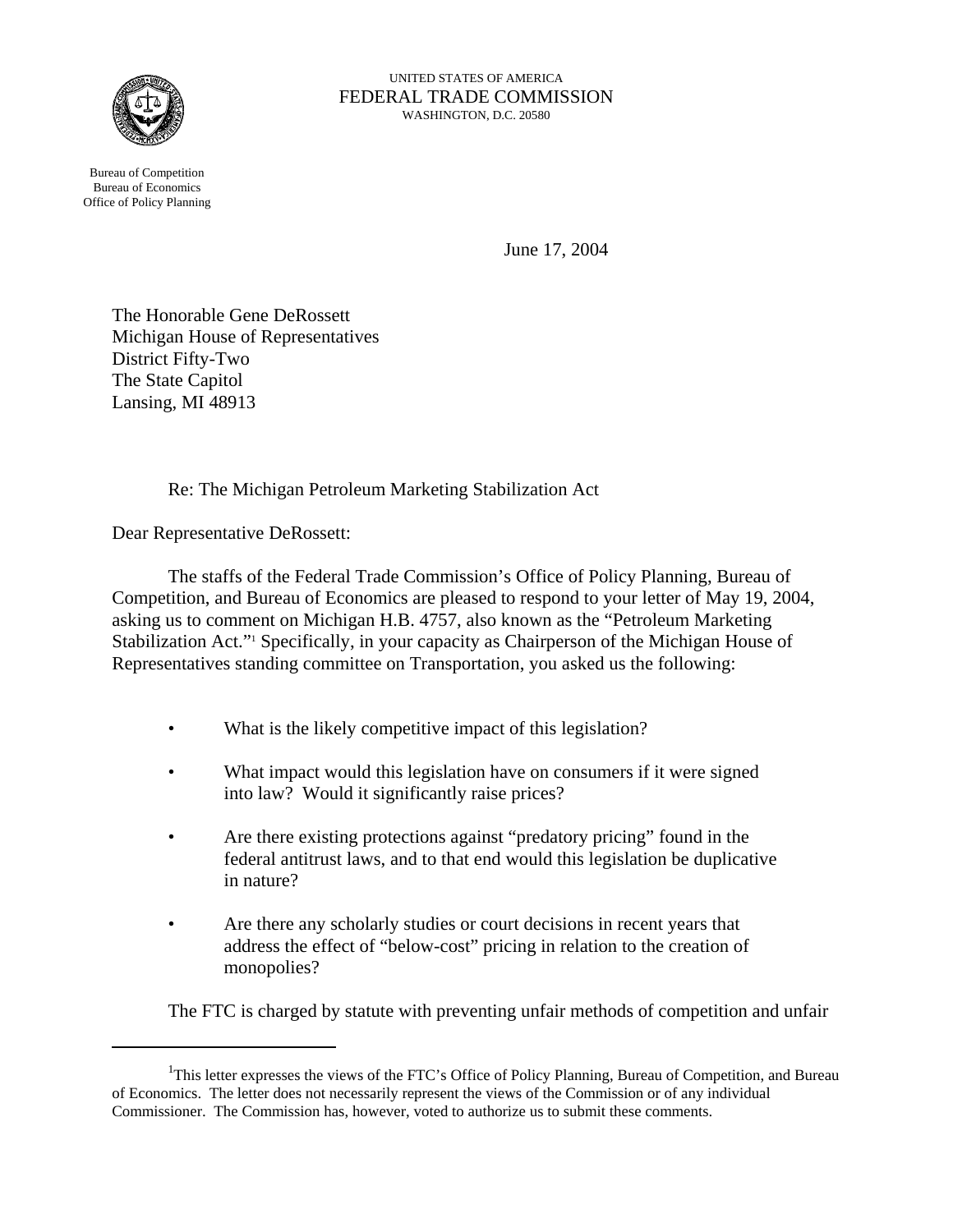UNITED STATES OF AMERICA
FEDERAL TRADE COMMISSION
WASHINGTON, D.C. 20580

Bureau of Competition
Bureau of Economics
Office of Policy Planning

June 17, 2004

The Honorable Gene DeRossett
Michigan House of Representatives
District Fifty-Two
The State Capitol
Lansing, MI 48913

Re: The Michigan Petroleum Marketing Stabilization Act

Dear Representative DeRossett:

The staffs of the Federal Trade Commission's Office of Policy Planning, Bureau of Competition, and Bureau of Economics are pleased to respond to your letter of May 19, 2004, asking us to comment on Michigan H.B. 4757, also known as the "Petroleum Marketing Stabilization Act."[1] Specifically, in your capacity as Chairperson of the Michigan House of Representatives standing committee on Transportation, you asked us the following:

- What is the likely competitive impact of this legislation?
- What impact would this legislation have on consumers if it were signed into law? Would it significantly raise prices?
- Are there existing protections against "predatory pricing" found in the federal antitrust laws, and to that end would this legislation be duplicative in nature?
- Are there any scholarly studies or court decisions in recent years that address the effect of "below-cost" pricing in relation to the creation of monopolies?

The FTC is charged by statute with preventing unfair methods of competition and unfair

[1] This letter expresses the views of the FTC's Office of Policy Planning, Bureau of Competition, and Bureau of Economics. The letter does not necessarily represent the views of the Commission or of any individual Commissioner. The Commission has, however, voted to authorize us to submit these comments.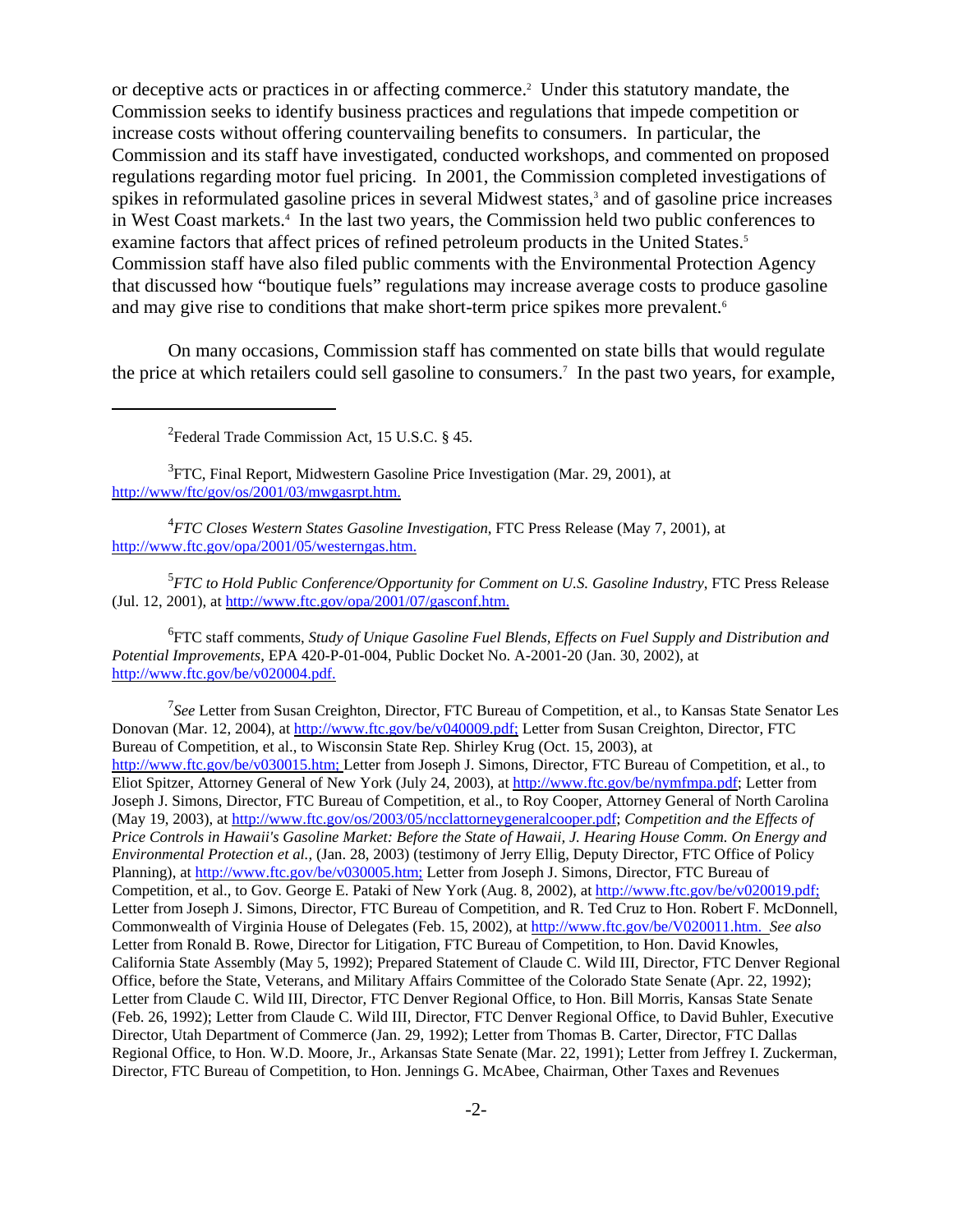or deceptive acts or practices in or affecting commerce.[2] Under this statutory mandate, the Commission seeks to identify business practices and regulations that impede competition or increase costs without offering countervailing benefits to consumers. In particular, the Commission and its staff have investigated, conducted workshops, and commented on proposed regulations regarding motor fuel pricing. In 2001, the Commission completed investigations of spikes in reformulated gasoline prices in several Midwest states,[3] and of gasoline price increases in West Coast markets.[4] In the last two years, the Commission held two public conferences to examine factors that affect prices of refined petroleum products in the United States.[5] Commission staff have also filed public comments with the Environmental Protection Agency that discussed how "boutique fuels" regulations may increase average costs to produce gasoline and may give rise to conditions that make short-term price spikes more prevalent.[6]

On many occasions, Commission staff has commented on state bills that would regulate the price at which retailers could sell gasoline to consumers.[7] In the past two years, for example,

---

[2] Federal Trade Commission Act, 15 U.S.C. § 45.

[3] FTC, Final Report, Midwestern Gasoline Price Investigation (Mar. 29, 2001), at http://www/ftc/gov/os/2001/03/mwgasrpt.htm.

[4] *FTC Closes Western States Gasoline Investigation*, FTC Press Release (May 7, 2001), at http://www.ftc.gov/opa/2001/05/westerngas.htm.

[5] *FTC to Hold Public Conference/Opportunity for Comment on U.S. Gasoline Industry*, FTC Press Release (Jul. 12, 2001), at http://www.ftc.gov/opa/2001/07/gasconf.htm.

[6] FTC staff comments, *Study of Unique Gasoline Fuel Blends, Effects on Fuel Supply and Distribution and Potential Improvements*, EPA 420-P-01-004, Public Docket No. A-2001-20 (Jan. 30, 2002), at http://www.ftc.gov/be/v020004.pdf.

[7] *See* Letter from Susan Creighton, Director, FTC Bureau of Competition, et al., to Kansas State Senator Les Donovan (Mar. 12, 2004), at http://www.ftc.gov/be/v040009.pdf; Letter from Susan Creighton, Director, FTC Bureau of Competition, et al., to Wisconsin State Rep. Shirley Krug (Oct. 15, 2003), at http://www.ftc.gov/be/v030015.htm; Letter from Joseph J. Simons, Director, FTC Bureau of Competition, et al., to Eliot Spitzer, Attorney General of New York (July 24, 2003), at http://www.ftc.gov/be/nymfmpa.pdf; Letter from Joseph J. Simons, Director, FTC Bureau of Competition, et al., to Roy Cooper, Attorney General of North Carolina (May 19, 2003), at http://www.ftc.gov/os/2003/05/ncclattorneygeneralcooper.pdf; *Competition and the Effects of Price Controls in Hawaii's Gasoline Market: Before the State of Hawaii, J. Hearing House Comm. On Energy and Environmental Protection et al.*, (Jan. 28, 2003) (testimony of Jerry Ellig, Deputy Director, FTC Office of Policy Planning), at http://www.ftc.gov/be/v030005.htm; Letter from Joseph J. Simons, Director, FTC Bureau of Competition, et al., to Gov. George E. Pataki of New York (Aug. 8, 2002), at http://www.ftc.gov/be/v020019.pdf; Letter from Joseph J. Simons, Director, FTC Bureau of Competition, and R. Ted Cruz to Hon. Robert F. McDonnell, Commonwealth of Virginia House of Delegates (Feb. 15, 2002), at http://www.ftc.gov/be/V020011.htm. *See also* Letter from Ronald B. Rowe, Director for Litigation, FTC Bureau of Competition, to Hon. David Knowles, California State Assembly (May 5, 1992); Prepared Statement of Claude C. Wild III, Director, FTC Denver Regional Office, before the State, Veterans, and Military Affairs Committee of the Colorado State Senate (Apr. 22, 1992); Letter from Claude C. Wild III, Director, FTC Denver Regional Office, to Hon. Bill Morris, Kansas State Senate (Feb. 26, 1992); Letter from Claude C. Wild III, Director, FTC Denver Regional Office, to David Buhler, Executive Director, Utah Department of Commerce (Jan. 29, 1992); Letter from Thomas B. Carter, Director, FTC Dallas Regional Office, to Hon. W.D. Moore, Jr., Arkansas State Senate (Mar. 22, 1991); Letter from Jeffrey I. Zuckerman, Director, FTC Bureau of Competition, to Hon. Jennings G. McAbee, Chairman, Other Taxes and Revenues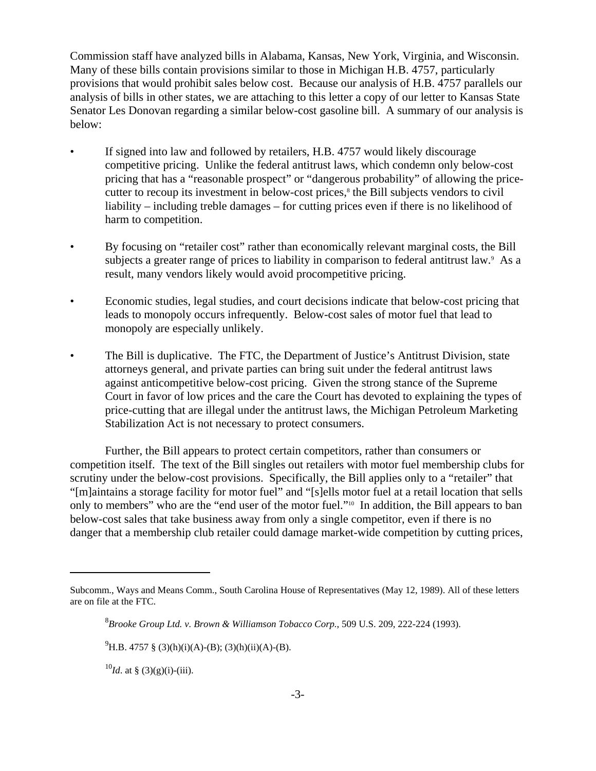Commission staff have analyzed bills in Alabama, Kansas, New York, Virginia, and Wisconsin. Many of these bills contain provisions similar to those in Michigan H.B. 4757, particularly provisions that would prohibit sales below cost. Because our analysis of H.B. 4757 parallels our analysis of bills in other states, we are attaching to this letter a copy of our letter to Kansas State Senator Les Donovan regarding a similar below-cost gasoline bill. A summary of our analysis is below:

- If signed into law and followed by retailers, H.B. 4757 would likely discourage competitive pricing. Unlike the federal antitrust laws, which condemn only below-cost pricing that has a "reasonable prospect" or "dangerous probability" of allowing the price-cutter to recoup its investment in below-cost prices,[8] the Bill subjects vendors to civil liability – including treble damages – for cutting prices even if there is no likelihood of harm to competition.

- By focusing on "retailer cost" rather than economically relevant marginal costs, the Bill subjects a greater range of prices to liability in comparison to federal antitrust law.[9] As a result, many vendors likely would avoid procompetitive pricing.

- Economic studies, legal studies, and court decisions indicate that below-cost pricing that leads to monopoly occurs infrequently. Below-cost sales of motor fuel that lead to monopoly are especially unlikely.

- The Bill is duplicative. The FTC, the Department of Justice's Antitrust Division, state attorneys general, and private parties can bring suit under the federal antitrust laws against anticompetitive below-cost pricing. Given the strong stance of the Supreme Court in favor of low prices and the care the Court has devoted to explaining the types of price-cutting that are illegal under the antitrust laws, the Michigan Petroleum Marketing Stabilization Act is not necessary to protect consumers.

Further, the Bill appears to protect certain competitors, rather than consumers or competition itself. The text of the Bill singles out retailers with motor fuel membership clubs for scrutiny under the below-cost provisions. Specifically, the Bill applies only to a "retailer" that "[m]aintains a storage facility for motor fuel" and "[s]ells motor fuel at a retail location that sells only to members" who are the "end user of the motor fuel."[10] In addition, the Bill appears to ban below-cost sales that take business away from only a single competitor, even if there is no danger that a membership club retailer could damage market-wide competition by cutting prices,

---

Subcomm., Ways and Means Comm., South Carolina House of Representatives (May 12, 1989). All of these letters are on file at the FTC.

[8] *Brooke Group Ltd. v. Brown & Williamson Tobacco Corp.*, 509 U.S. 209, 222-224 (1993).

[9] H.B. 4757 § (3)(h)(i)(A)-(B); (3)(h)(ii)(A)-(B).

[10] *Id*. at § (3)(g)(i)-(iii).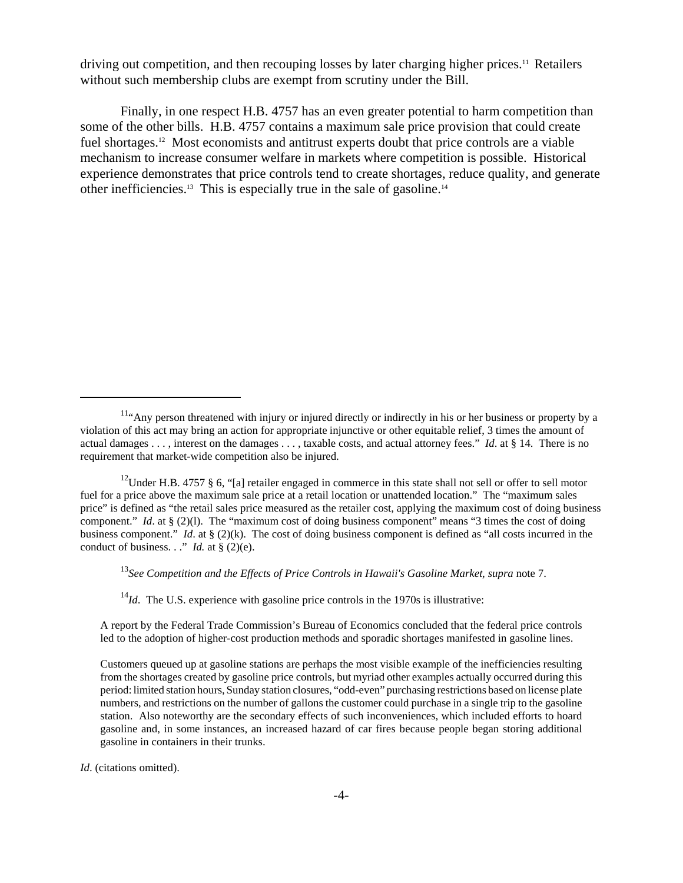driving out competition, and then recouping losses by later charging higher prices.[11] Retailers without such membership clubs are exempt from scrutiny under the Bill.

Finally, in one respect H.B. 4757 has an even greater potential to harm competition than some of the other bills. H.B. 4757 contains a maximum sale price provision that could create fuel shortages.[12] Most economists and antitrust experts doubt that price controls are a viable mechanism to increase consumer welfare in markets where competition is possible. Historical experience demonstrates that price controls tend to create shortages, reduce quality, and generate other inefficiencies.[13] This is especially true in the sale of gasoline.[14]

---

[11] "Any person threatened with injury or injured directly or indirectly in his or her business or property by a violation of this act may bring an action for appropriate injunctive or other equitable relief, 3 times the amount of actual damages . . . , interest on the damages . . . , taxable costs, and actual attorney fees." *Id*. at § 14. There is no requirement that market-wide competition also be injured.

[12] Under H.B. 4757 § 6, "[a] retailer engaged in commerce in this state shall not sell or offer to sell motor fuel for a price above the maximum sale price at a retail location or unattended location." The "maximum sales price" is defined as "the retail sales price measured as the retailer cost, applying the maximum cost of doing business component." *Id*. at § (2)(l). The "maximum cost of doing business component" means "3 times the cost of doing business component." *Id*. at § (2)(k). The cost of doing business component is defined as "all costs incurred in the conduct of business. . ." *Id.* at § (2)(e).

[13] *See Competition and the Effects of Price Controls in Hawaii's Gasoline Market, supra* note 7.

[14] *Id*. The U.S. experience with gasoline price controls in the 1970s is illustrative:

> A report by the Federal Trade Commission's Bureau of Economics concluded that the federal price controls led to the adoption of higher-cost production methods and sporadic shortages manifested in gasoline lines.
>
> Customers queued up at gasoline stations are perhaps the most visible example of the inefficiencies resulting from the shortages created by gasoline price controls, but myriad other examples actually occurred during this period: limited station hours, Sunday station closures, "odd-even" purchasing restrictions based on license plate numbers, and restrictions on the number of gallons the customer could purchase in a single trip to the gasoline station. Also noteworthy are the secondary effects of such inconveniences, which included efforts to hoard gasoline and, in some instances, an increased hazard of car fires because people began storing additional gasoline in containers in their trunks.

*Id*. (citations omitted).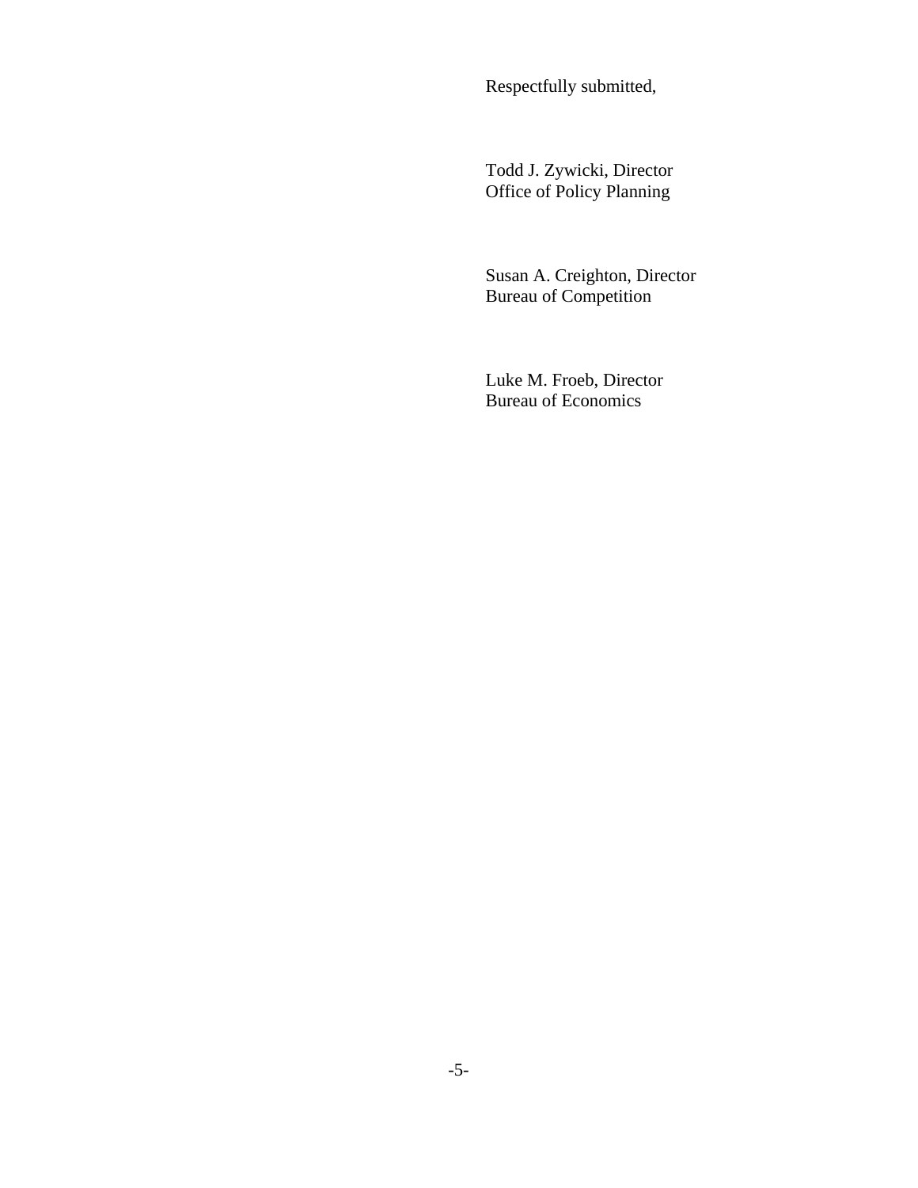Respectfully submitted,

Todd J. Zywicki, Director
Office of Policy Planning

Susan A. Creighton, Director
Bureau of Competition

Luke M. Froeb, Director
Bureau of Economics